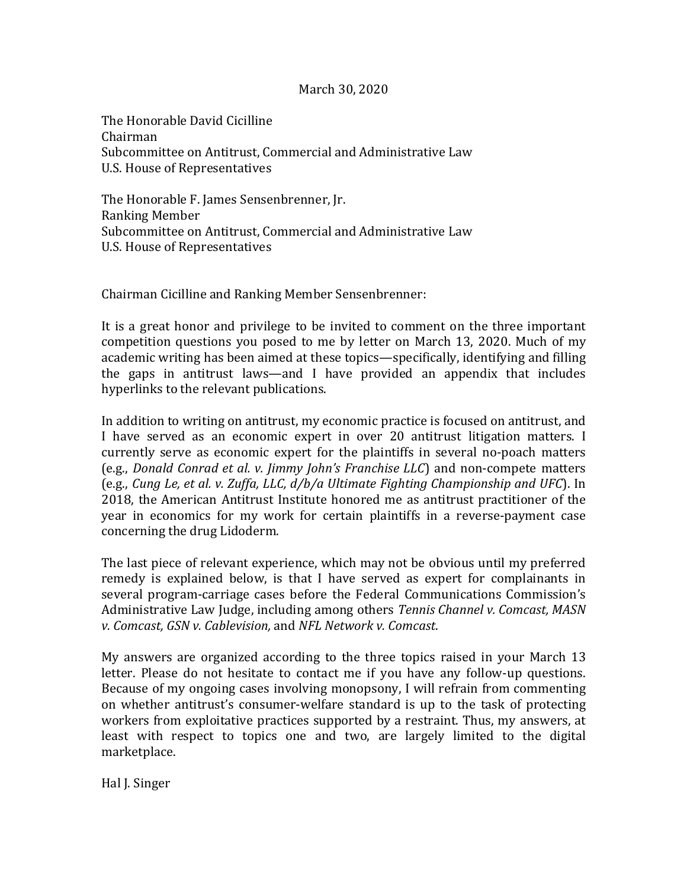March 30, 2020

The Honorable David Cicilline
Chairman
Subcommittee on Antitrust, Commercial and Administrative Law
U.S. House of Representatives

The Honorable F. James Sensenbrenner, Jr.
Ranking Member
Subcommittee on Antitrust, Commercial and Administrative Law
U.S. House of Representatives

Chairman Cicilline and Ranking Member Sensenbrenner:

It is a great honor and privilege to be invited to comment on the three important competition questions you posed to me by letter on March 13, 2020. Much of my academic writing has been aimed at these topics—specifically, identifying and filling the gaps in antitrust laws—and I have provided an appendix that includes hyperlinks to the relevant publications.

In addition to writing on antitrust, my economic practice is focused on antitrust, and I have served as an economic expert in over 20 antitrust litigation matters. I currently serve as economic expert for the plaintiffs in several no-poach matters (e.g., *Donald Conrad et al. v. Jimmy John's Franchise LLC*) and non-compete matters (e.g., *Cung Le, et al. v. Zuffa, LLC, d/b/a Ultimate Fighting Championship and UFC*). In 2018, the American Antitrust Institute honored me as antitrust practitioner of the year in economics for my work for certain plaintiffs in a reverse-payment case concerning the drug Lidoderm.

The last piece of relevant experience, which may not be obvious until my preferred remedy is explained below, is that I have served as expert for complainants in several program-carriage cases before the Federal Communications Commission's Administrative Law Judge, including among others *Tennis Channel v. Comcast, MASN v. Comcast, GSN v. Cablevision,* and *NFL Network v. Comcast*.

My answers are organized according to the three topics raised in your March 13 letter. Please do not hesitate to contact me if you have any follow-up questions. Because of my ongoing cases involving monopsony, I will refrain from commenting on whether antitrust's consumer-welfare standard is up to the task of protecting workers from exploitative practices supported by a restraint. Thus, my answers, at least with respect to topics one and two, are largely limited to the digital marketplace.

Hal J. Singer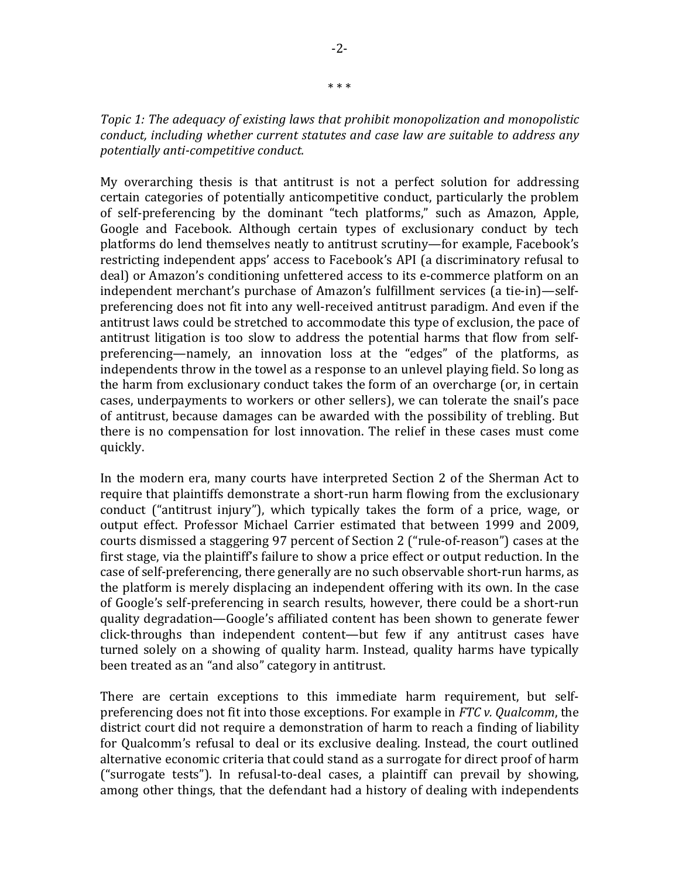\* \* \*

*Topic 1: The adequacy of existing laws that prohibit monopolization and monopolistic conduct, including whether current statutes and case law are suitable to address any potentially anti-competitive conduct.*

My overarching thesis is that antitrust is not a perfect solution for addressing certain categories of potentially anticompetitive conduct, particularly the problem of self-preferencing by the dominant "tech platforms," such as Amazon, Apple, Google and Facebook. Although certain types of exclusionary conduct by tech platforms do lend themselves neatly to antitrust scrutiny—for example, Facebook's restricting independent apps' access to Facebook's API (a discriminatory refusal to deal) or Amazon's conditioning unfettered access to its e-commerce platform on an independent merchant's purchase of Amazon's fulfillment services (a tie-in)—self-preferencing does not fit into any well-received antitrust paradigm. And even if the antitrust laws could be stretched to accommodate this type of exclusion, the pace of antitrust litigation is too slow to address the potential harms that flow from self-preferencing—namely, an innovation loss at the "edges" of the platforms, as independents throw in the towel as a response to an unlevel playing field. So long as the harm from exclusionary conduct takes the form of an overcharge (or, in certain cases, underpayments to workers or other sellers), we can tolerate the snail's pace of antitrust, because damages can be awarded with the possibility of trebling. But there is no compensation for lost innovation. The relief in these cases must come quickly.

In the modern era, many courts have interpreted Section 2 of the Sherman Act to require that plaintiffs demonstrate a short-run harm flowing from the exclusionary conduct ("antitrust injury"), which typically takes the form of a price, wage, or output effect. Professor Michael Carrier estimated that between 1999 and 2009, courts dismissed a staggering 97 percent of Section 2 ("rule-of-reason") cases at the first stage, via the plaintiff's failure to show a price effect or output reduction. In the case of self-preferencing, there generally are no such observable short-run harms, as the platform is merely displacing an independent offering with its own. In the case of Google's self-preferencing in search results, however, there could be a short-run quality degradation—Google's affiliated content has been shown to generate fewer click-throughs than independent content—but few if any antitrust cases have turned solely on a showing of quality harm. Instead, quality harms have typically been treated as an "and also" category in antitrust.

There are certain exceptions to this immediate harm requirement, but self-preferencing does not fit into those exceptions. For example in *FTC v. Qualcomm*, the district court did not require a demonstration of harm to reach a finding of liability for Qualcomm's refusal to deal or its exclusive dealing. Instead, the court outlined alternative economic criteria that could stand as a surrogate for direct proof of harm ("surrogate tests"). In refusal-to-deal cases, a plaintiff can prevail by showing, among other things, that the defendant had a history of dealing with independents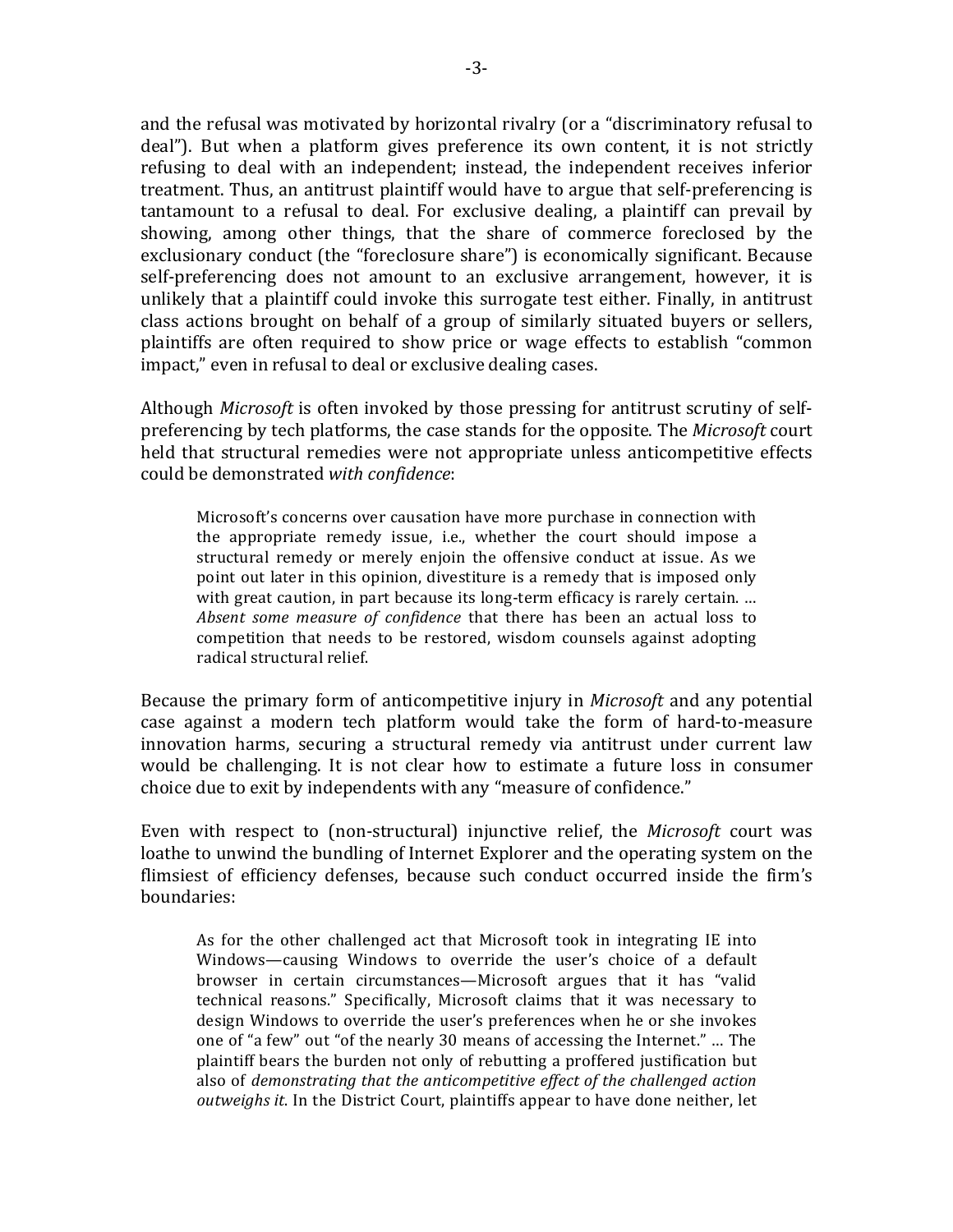and the refusal was motivated by horizontal rivalry (or a "discriminatory refusal to deal"). But when a platform gives preference its own content, it is not strictly refusing to deal with an independent; instead, the independent receives inferior treatment. Thus, an antitrust plaintiff would have to argue that self-preferencing is tantamount to a refusal to deal. For exclusive dealing, a plaintiff can prevail by showing, among other things, that the share of commerce foreclosed by the exclusionary conduct (the "foreclosure share") is economically significant. Because self-preferencing does not amount to an exclusive arrangement, however, it is unlikely that a plaintiff could invoke this surrogate test either. Finally, in antitrust class actions brought on behalf of a group of similarly situated buyers or sellers, plaintiffs are often required to show price or wage effects to establish "common impact," even in refusal to deal or exclusive dealing cases.

Although *Microsoft* is often invoked by those pressing for antitrust scrutiny of self-preferencing by tech platforms, the case stands for the opposite. The *Microsoft* court held that structural remedies were not appropriate unless anticompetitive effects could be demonstrated *with confidence*:

> Microsoft's concerns over causation have more purchase in connection with the appropriate remedy issue, i.e., whether the court should impose a structural remedy or merely enjoin the offensive conduct at issue. As we point out later in this opinion, divestiture is a remedy that is imposed only with great caution, in part because its long-term efficacy is rarely certain. … *Absent some measure of confidence* that there has been an actual loss to competition that needs to be restored, wisdom counsels against adopting radical structural relief.

Because the primary form of anticompetitive injury in *Microsoft* and any potential case against a modern tech platform would take the form of hard-to-measure innovation harms, securing a structural remedy via antitrust under current law would be challenging. It is not clear how to estimate a future loss in consumer choice due to exit by independents with any "measure of confidence."

Even with respect to (non-structural) injunctive relief, the *Microsoft* court was loathe to unwind the bundling of Internet Explorer and the operating system on the flimsiest of efficiency defenses, because such conduct occurred inside the firm's boundaries:

> As for the other challenged act that Microsoft took in integrating IE into Windows—causing Windows to override the user's choice of a default browser in certain circumstances—Microsoft argues that it has "valid technical reasons." Specifically, Microsoft claims that it was necessary to design Windows to override the user's preferences when he or she invokes one of "a few" out "of the nearly 30 means of accessing the Internet." … The plaintiff bears the burden not only of rebutting a proffered justification but also of *demonstrating that the anticompetitive effect of the challenged action outweighs it*. In the District Court, plaintiffs appear to have done neither, let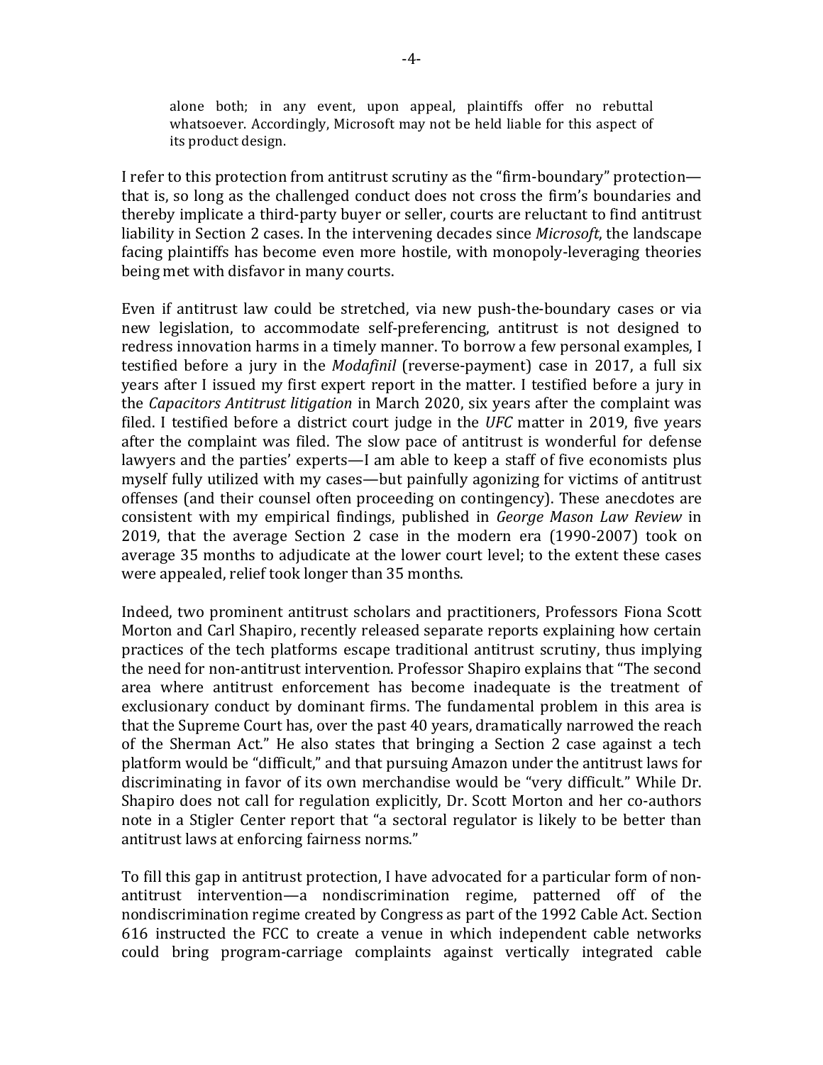> alone both; in any event, upon appeal, plaintiffs offer no rebuttal whatsoever. Accordingly, Microsoft may not be held liable for this aspect of its product design.

I refer to this protection from antitrust scrutiny as the "firm-boundary" protection—that is, so long as the challenged conduct does not cross the firm's boundaries and thereby implicate a third-party buyer or seller, courts are reluctant to find antitrust liability in Section 2 cases. In the intervening decades since *Microsoft*, the landscape facing plaintiffs has become even more hostile, with monopoly-leveraging theories being met with disfavor in many courts.

Even if antitrust law could be stretched, via new push-the-boundary cases or via new legislation, to accommodate self-preferencing, antitrust is not designed to redress innovation harms in a timely manner. To borrow a few personal examples, I testified before a jury in the *Modafinil* (reverse-payment) case in 2017, a full six years after I issued my first expert report in the matter. I testified before a jury in the *Capacitors Antitrust litigation* in March 2020, six years after the complaint was filed. I testified before a district court judge in the *UFC* matter in 2019, five years after the complaint was filed. The slow pace of antitrust is wonderful for defense lawyers and the parties' experts—I am able to keep a staff of five economists plus myself fully utilized with my cases—but painfully agonizing for victims of antitrust offenses (and their counsel often proceeding on contingency). These anecdotes are consistent with my empirical findings, published in *George Mason Law Review* in 2019, that the average Section 2 case in the modern era (1990-2007) took on average 35 months to adjudicate at the lower court level; to the extent these cases were appealed, relief took longer than 35 months.

Indeed, two prominent antitrust scholars and practitioners, Professors Fiona Scott Morton and Carl Shapiro, recently released separate reports explaining how certain practices of the tech platforms escape traditional antitrust scrutiny, thus implying the need for non-antitrust intervention. Professor Shapiro explains that "The second area where antitrust enforcement has become inadequate is the treatment of exclusionary conduct by dominant firms. The fundamental problem in this area is that the Supreme Court has, over the past 40 years, dramatically narrowed the reach of the Sherman Act." He also states that bringing a Section 2 case against a tech platform would be "difficult," and that pursuing Amazon under the antitrust laws for discriminating in favor of its own merchandise would be "very difficult." While Dr. Shapiro does not call for regulation explicitly, Dr. Scott Morton and her co-authors note in a Stigler Center report that "a sectoral regulator is likely to be better than antitrust laws at enforcing fairness norms."

To fill this gap in antitrust protection, I have advocated for a particular form of non-antitrust intervention—a nondiscrimination regime, patterned off of the nondiscrimination regime created by Congress as part of the 1992 Cable Act. Section 616 instructed the FCC to create a venue in which independent cable networks could bring program-carriage complaints against vertically integrated cable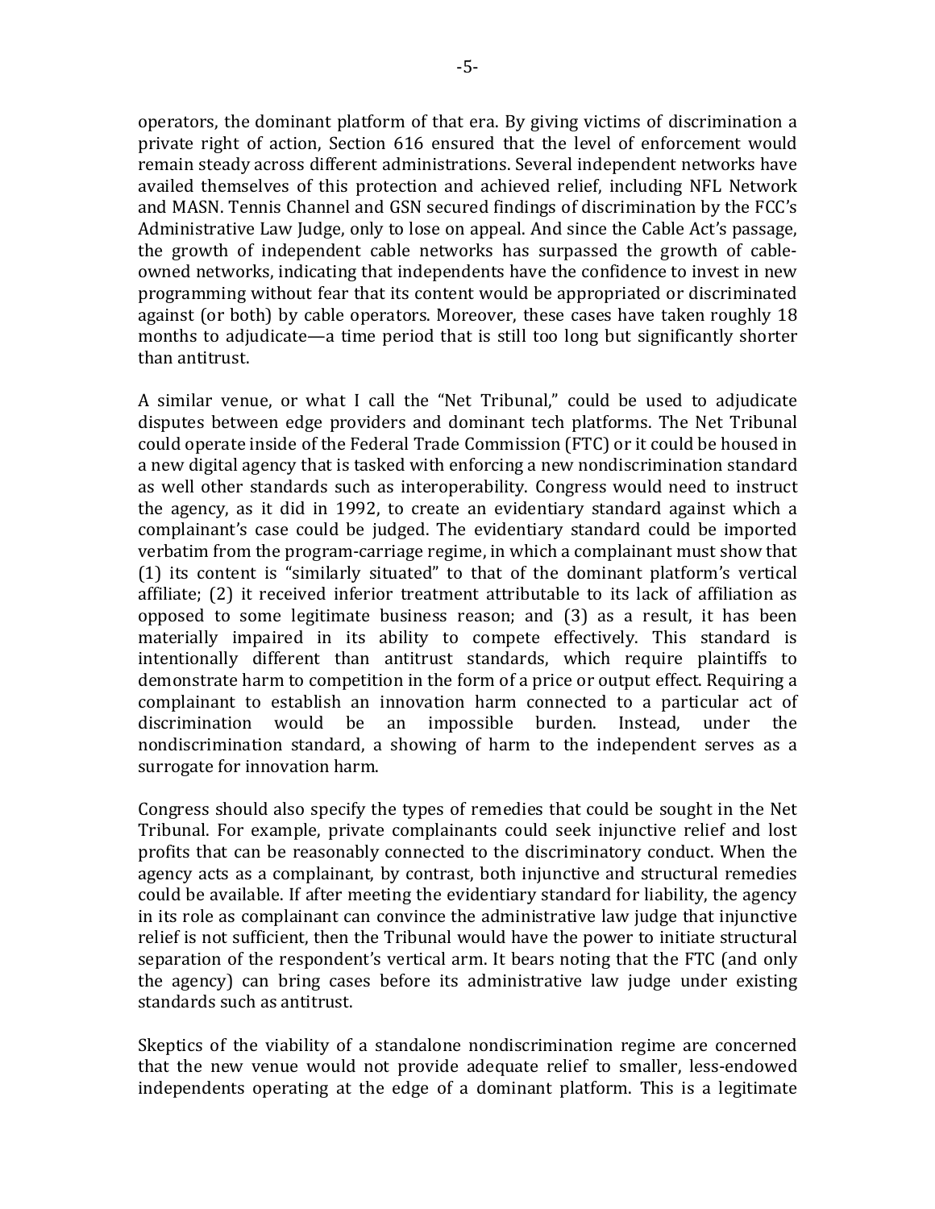operators, the dominant platform of that era. By giving victims of discrimination a private right of action, Section 616 ensured that the level of enforcement would remain steady across different administrations. Several independent networks have availed themselves of this protection and achieved relief, including NFL Network and MASN. Tennis Channel and GSN secured findings of discrimination by the FCC's Administrative Law Judge, only to lose on appeal. And since the Cable Act's passage, the growth of independent cable networks has surpassed the growth of cable-owned networks, indicating that independents have the confidence to invest in new programming without fear that its content would be appropriated or discriminated against (or both) by cable operators. Moreover, these cases have taken roughly 18 months to adjudicate—a time period that is still too long but significantly shorter than antitrust.

A similar venue, or what I call the "Net Tribunal," could be used to adjudicate disputes between edge providers and dominant tech platforms. The Net Tribunal could operate inside of the Federal Trade Commission (FTC) or it could be housed in a new digital agency that is tasked with enforcing a new nondiscrimination standard as well other standards such as interoperability. Congress would need to instruct the agency, as it did in 1992, to create an evidentiary standard against which a complainant's case could be judged. The evidentiary standard could be imported verbatim from the program-carriage regime, in which a complainant must show that (1) its content is "similarly situated" to that of the dominant platform's vertical affiliate; (2) it received inferior treatment attributable to its lack of affiliation as opposed to some legitimate business reason; and (3) as a result, it has been materially impaired in its ability to compete effectively. This standard is intentionally different than antitrust standards, which require plaintiffs to demonstrate harm to competition in the form of a price or output effect. Requiring a complainant to establish an innovation harm connected to a particular act of discrimination would be an impossible burden. Instead, under the nondiscrimination standard, a showing of harm to the independent serves as a surrogate for innovation harm.

Congress should also specify the types of remedies that could be sought in the Net Tribunal. For example, private complainants could seek injunctive relief and lost profits that can be reasonably connected to the discriminatory conduct. When the agency acts as a complainant, by contrast, both injunctive and structural remedies could be available. If after meeting the evidentiary standard for liability, the agency in its role as complainant can convince the administrative law judge that injunctive relief is not sufficient, then the Tribunal would have the power to initiate structural separation of the respondent's vertical arm. It bears noting that the FTC (and only the agency) can bring cases before its administrative law judge under existing standards such as antitrust.

Skeptics of the viability of a standalone nondiscrimination regime are concerned that the new venue would not provide adequate relief to smaller, less-endowed independents operating at the edge of a dominant platform. This is a legitimate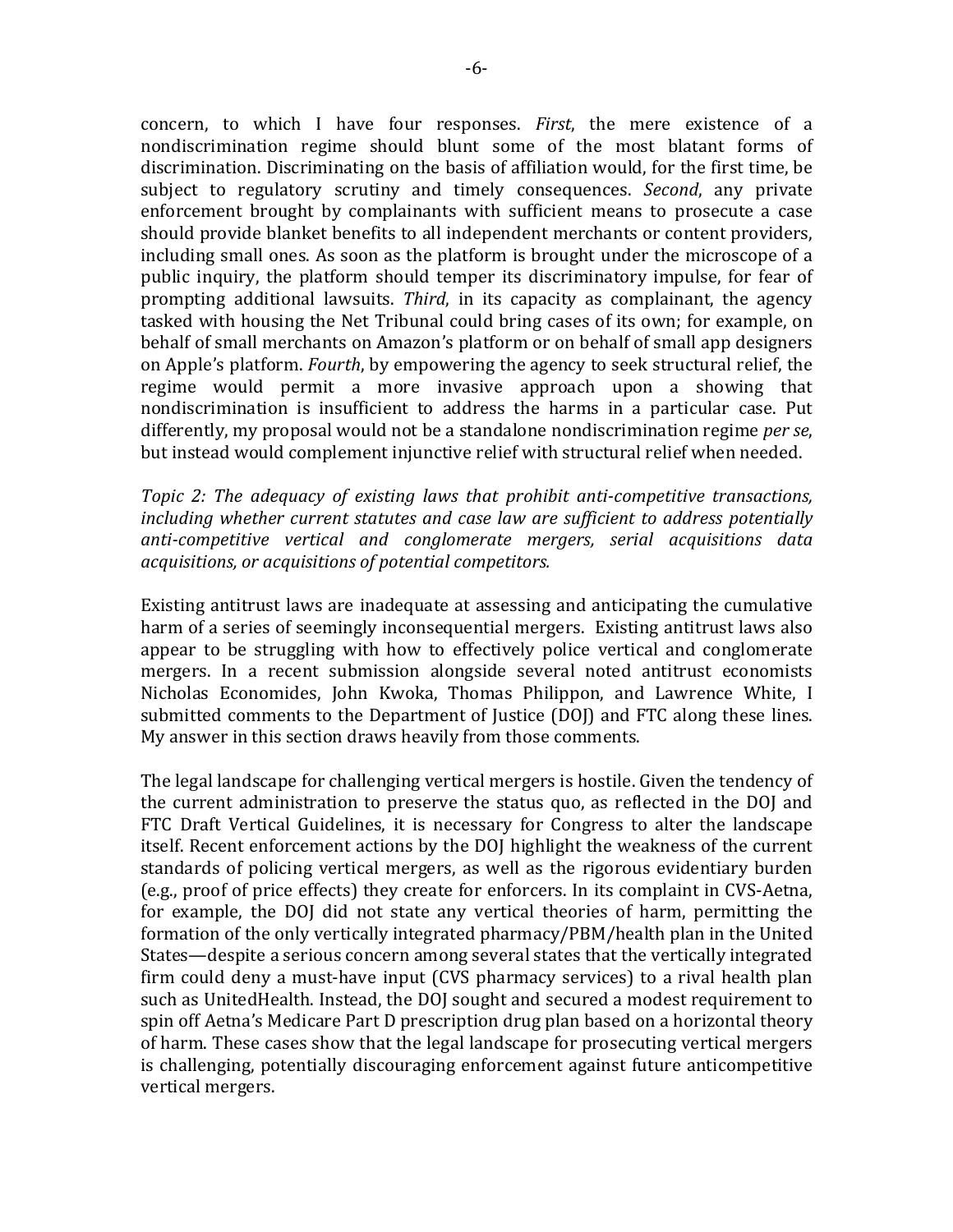concern, to which I have four responses. *First*, the mere existence of a nondiscrimination regime should blunt some of the most blatant forms of discrimination. Discriminating on the basis of affiliation would, for the first time, be subject to regulatory scrutiny and timely consequences. *Second*, any private enforcement brought by complainants with sufficient means to prosecute a case should provide blanket benefits to all independent merchants or content providers, including small ones. As soon as the platform is brought under the microscope of a public inquiry, the platform should temper its discriminatory impulse, for fear of prompting additional lawsuits. *Third*, in its capacity as complainant, the agency tasked with housing the Net Tribunal could bring cases of its own; for example, on behalf of small merchants on Amazon's platform or on behalf of small app designers on Apple's platform. *Fourth*, by empowering the agency to seek structural relief, the regime would permit a more invasive approach upon a showing that nondiscrimination is insufficient to address the harms in a particular case. Put differently, my proposal would not be a standalone nondiscrimination regime *per se*, but instead would complement injunctive relief with structural relief when needed.

*Topic 2: The adequacy of existing laws that prohibit anti-competitive transactions, including whether current statutes and case law are sufficient to address potentially anti-competitive vertical and conglomerate mergers, serial acquisitions data acquisitions, or acquisitions of potential competitors.*

Existing antitrust laws are inadequate at assessing and anticipating the cumulative harm of a series of seemingly inconsequential mergers. Existing antitrust laws also appear to be struggling with how to effectively police vertical and conglomerate mergers. In a recent submission alongside several noted antitrust economists Nicholas Economides, John Kwoka, Thomas Philippon, and Lawrence White, I submitted comments to the Department of Justice (DOJ) and FTC along these lines. My answer in this section draws heavily from those comments.

The legal landscape for challenging vertical mergers is hostile. Given the tendency of the current administration to preserve the status quo, as reflected in the DOJ and FTC Draft Vertical Guidelines, it is necessary for Congress to alter the landscape itself. Recent enforcement actions by the DOJ highlight the weakness of the current standards of policing vertical mergers, as well as the rigorous evidentiary burden (e.g., proof of price effects) they create for enforcers. In its complaint in CVS-Aetna, for example, the DOJ did not state any vertical theories of harm, permitting the formation of the only vertically integrated pharmacy/PBM/health plan in the United States—despite a serious concern among several states that the vertically integrated firm could deny a must-have input (CVS pharmacy services) to a rival health plan such as UnitedHealth. Instead, the DOJ sought and secured a modest requirement to spin off Aetna's Medicare Part D prescription drug plan based on a horizontal theory of harm. These cases show that the legal landscape for prosecuting vertical mergers is challenging, potentially discouraging enforcement against future anticompetitive vertical mergers.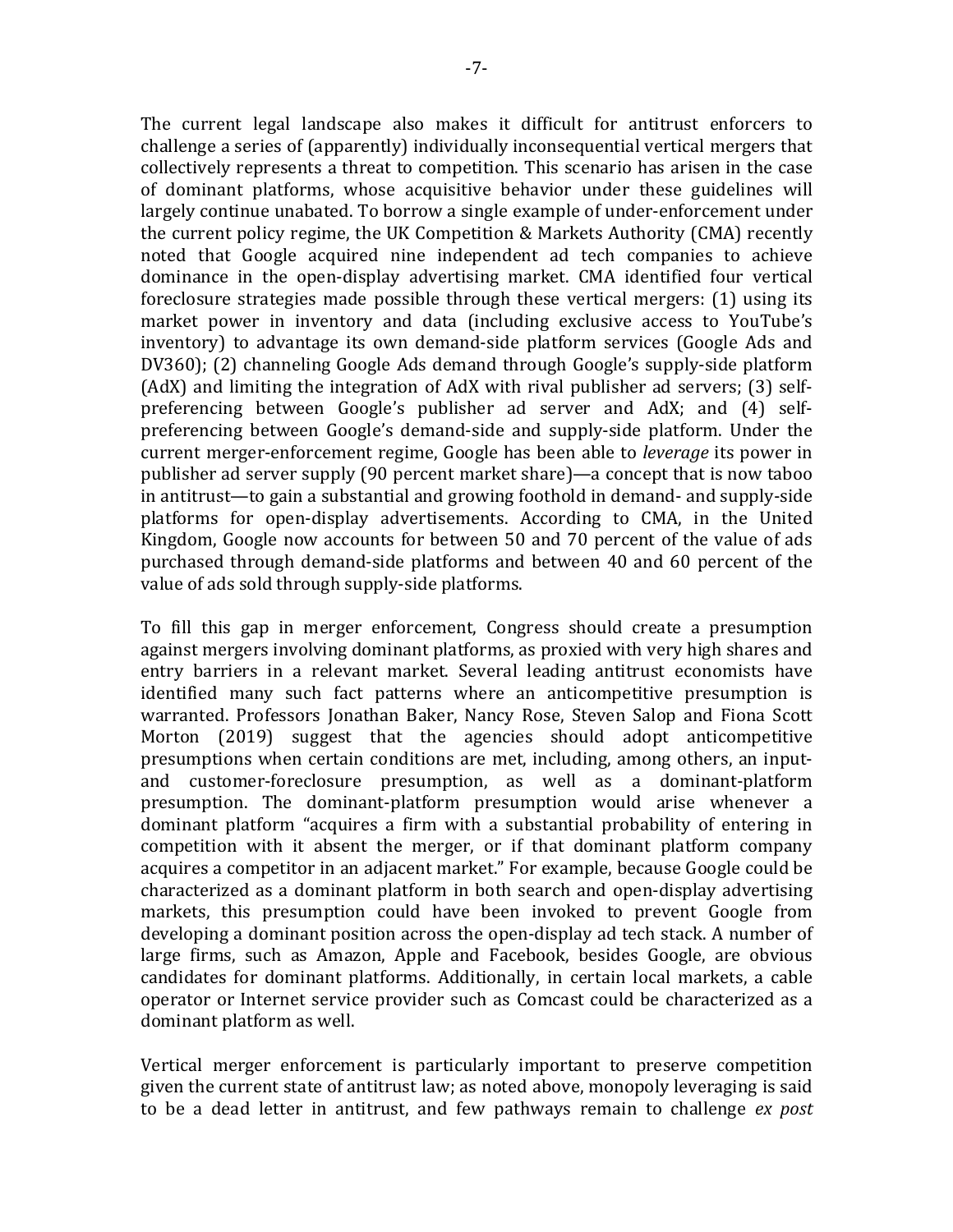The current legal landscape also makes it difficult for antitrust enforcers to challenge a series of (apparently) individually inconsequential vertical mergers that collectively represents a threat to competition. This scenario has arisen in the case of dominant platforms, whose acquisitive behavior under these guidelines will largely continue unabated. To borrow a single example of under-enforcement under the current policy regime, the UK Competition & Markets Authority (CMA) recently noted that Google acquired nine independent ad tech companies to achieve dominance in the open-display advertising market. CMA identified four vertical foreclosure strategies made possible through these vertical mergers: (1) using its market power in inventory and data (including exclusive access to YouTube's inventory) to advantage its own demand-side platform services (Google Ads and DV360); (2) channeling Google Ads demand through Google's supply-side platform (AdX) and limiting the integration of AdX with rival publisher ad servers; (3) self-preferencing between Google's publisher ad server and AdX; and (4) self-preferencing between Google's demand-side and supply-side platform. Under the current merger-enforcement regime, Google has been able to *leverage* its power in publisher ad server supply (90 percent market share)—a concept that is now taboo in antitrust—to gain a substantial and growing foothold in demand- and supply-side platforms for open-display advertisements. According to CMA, in the United Kingdom, Google now accounts for between 50 and 70 percent of the value of ads purchased through demand-side platforms and between 40 and 60 percent of the value of ads sold through supply-side platforms.

To fill this gap in merger enforcement, Congress should create a presumption against mergers involving dominant platforms, as proxied with very high shares and entry barriers in a relevant market. Several leading antitrust economists have identified many such fact patterns where an anticompetitive presumption is warranted. Professors Jonathan Baker, Nancy Rose, Steven Salop and Fiona Scott Morton (2019) suggest that the agencies should adopt anticompetitive presumptions when certain conditions are met, including, among others, an input- and customer-foreclosure presumption, as well as a dominant-platform presumption. The dominant-platform presumption would arise whenever a dominant platform "acquires a firm with a substantial probability of entering in competition with it absent the merger, or if that dominant platform company acquires a competitor in an adjacent market." For example, because Google could be characterized as a dominant platform in both search and open-display advertising markets, this presumption could have been invoked to prevent Google from developing a dominant position across the open-display ad tech stack. A number of large firms, such as Amazon, Apple and Facebook, besides Google, are obvious candidates for dominant platforms. Additionally, in certain local markets, a cable operator or Internet service provider such as Comcast could be characterized as a dominant platform as well.

Vertical merger enforcement is particularly important to preserve competition given the current state of antitrust law; as noted above, monopoly leveraging is said to be a dead letter in antitrust, and few pathways remain to challenge *ex post*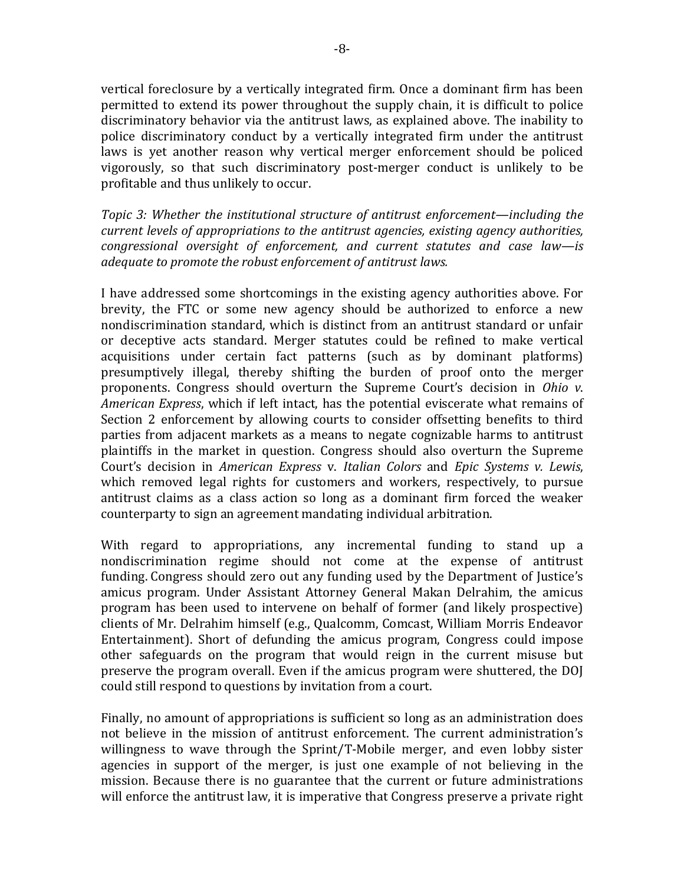vertical foreclosure by a vertically integrated firm. Once a dominant firm has been permitted to extend its power throughout the supply chain, it is difficult to police discriminatory behavior via the antitrust laws, as explained above. The inability to police discriminatory conduct by a vertically integrated firm under the antitrust laws is yet another reason why vertical merger enforcement should be policed vigorously, so that such discriminatory post-merger conduct is unlikely to be profitable and thus unlikely to occur.

*Topic 3: Whether the institutional structure of antitrust enforcement—including the current levels of appropriations to the antitrust agencies, existing agency authorities, congressional oversight of enforcement, and current statutes and case law—is adequate to promote the robust enforcement of antitrust laws.*

I have addressed some shortcomings in the existing agency authorities above. For brevity, the FTC or some new agency should be authorized to enforce a new nondiscrimination standard, which is distinct from an antitrust standard or unfair or deceptive acts standard. Merger statutes could be refined to make vertical acquisitions under certain fact patterns (such as by dominant platforms) presumptively illegal, thereby shifting the burden of proof onto the merger proponents. Congress should overturn the Supreme Court's decision in *Ohio v. American Express*, which if left intact, has the potential eviscerate what remains of Section 2 enforcement by allowing courts to consider offsetting benefits to third parties from adjacent markets as a means to negate cognizable harms to antitrust plaintiffs in the market in question. Congress should also overturn the Supreme Court's decision in *American Express* v. *Italian Colors* and *Epic Systems v. Lewis*, which removed legal rights for customers and workers, respectively, to pursue antitrust claims as a class action so long as a dominant firm forced the weaker counterparty to sign an agreement mandating individual arbitration.

With regard to appropriations, any incremental funding to stand up a nondiscrimination regime should not come at the expense of antitrust funding. Congress should zero out any funding used by the Department of Justice's amicus program. Under Assistant Attorney General Makan Delrahim, the amicus program has been used to intervene on behalf of former (and likely prospective) clients of Mr. Delrahim himself (e.g., Qualcomm, Comcast, William Morris Endeavor Entertainment). Short of defunding the amicus program, Congress could impose other safeguards on the program that would reign in the current misuse but preserve the program overall. Even if the amicus program were shuttered, the DOJ could still respond to questions by invitation from a court.

Finally, no amount of appropriations is sufficient so long as an administration does not believe in the mission of antitrust enforcement. The current administration's willingness to wave through the Sprint/T-Mobile merger, and even lobby sister agencies in support of the merger, is just one example of not believing in the mission. Because there is no guarantee that the current or future administrations will enforce the antitrust law, it is imperative that Congress preserve a private right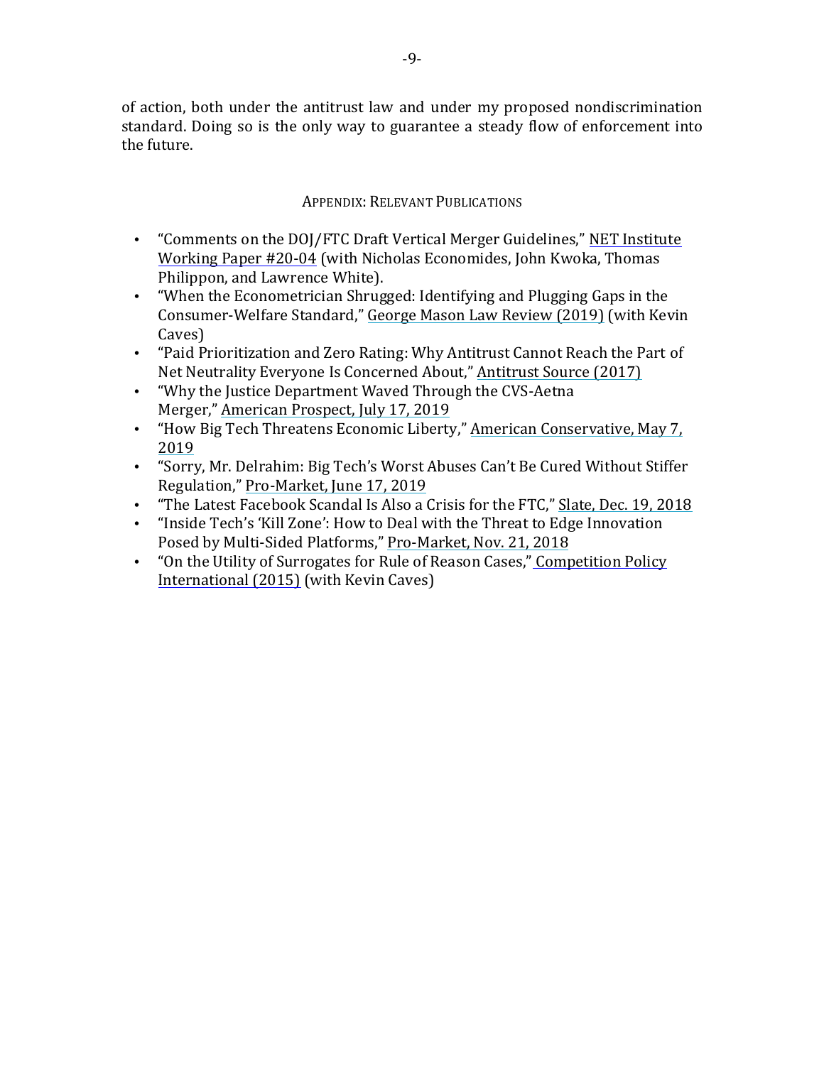of action, both under the antitrust law and under my proposed nondiscrimination standard. Doing so is the only way to guarantee a steady flow of enforcement into the future.

## APPENDIX: RELEVANT PUBLICATIONS

- "Comments on the DOJ/FTC Draft Vertical Merger Guidelines," NET Institute Working Paper #20-04 (with Nicholas Economides, John Kwoka, Thomas Philippon, and Lawrence White).
- "When the Econometrician Shrugged: Identifying and Plugging Gaps in the Consumer-Welfare Standard," George Mason Law Review (2019) (with Kevin Caves)
- "Paid Prioritization and Zero Rating: Why Antitrust Cannot Reach the Part of Net Neutrality Everyone Is Concerned About," Antitrust Source (2017)
- "Why the Justice Department Waved Through the CVS-Aetna Merger," American Prospect, July 17, 2019
- "How Big Tech Threatens Economic Liberty," American Conservative, May 7, 2019
- "Sorry, Mr. Delrahim: Big Tech's Worst Abuses Can't Be Cured Without Stiffer Regulation," Pro-Market, June 17, 2019
- "The Latest Facebook Scandal Is Also a Crisis for the FTC," Slate, Dec. 19, 2018
- "Inside Tech's 'Kill Zone': How to Deal with the Threat to Edge Innovation Posed by Multi-Sided Platforms," Pro-Market, Nov. 21, 2018
- "On the Utility of Surrogates for Rule of Reason Cases," Competition Policy International (2015) (with Kevin Caves)